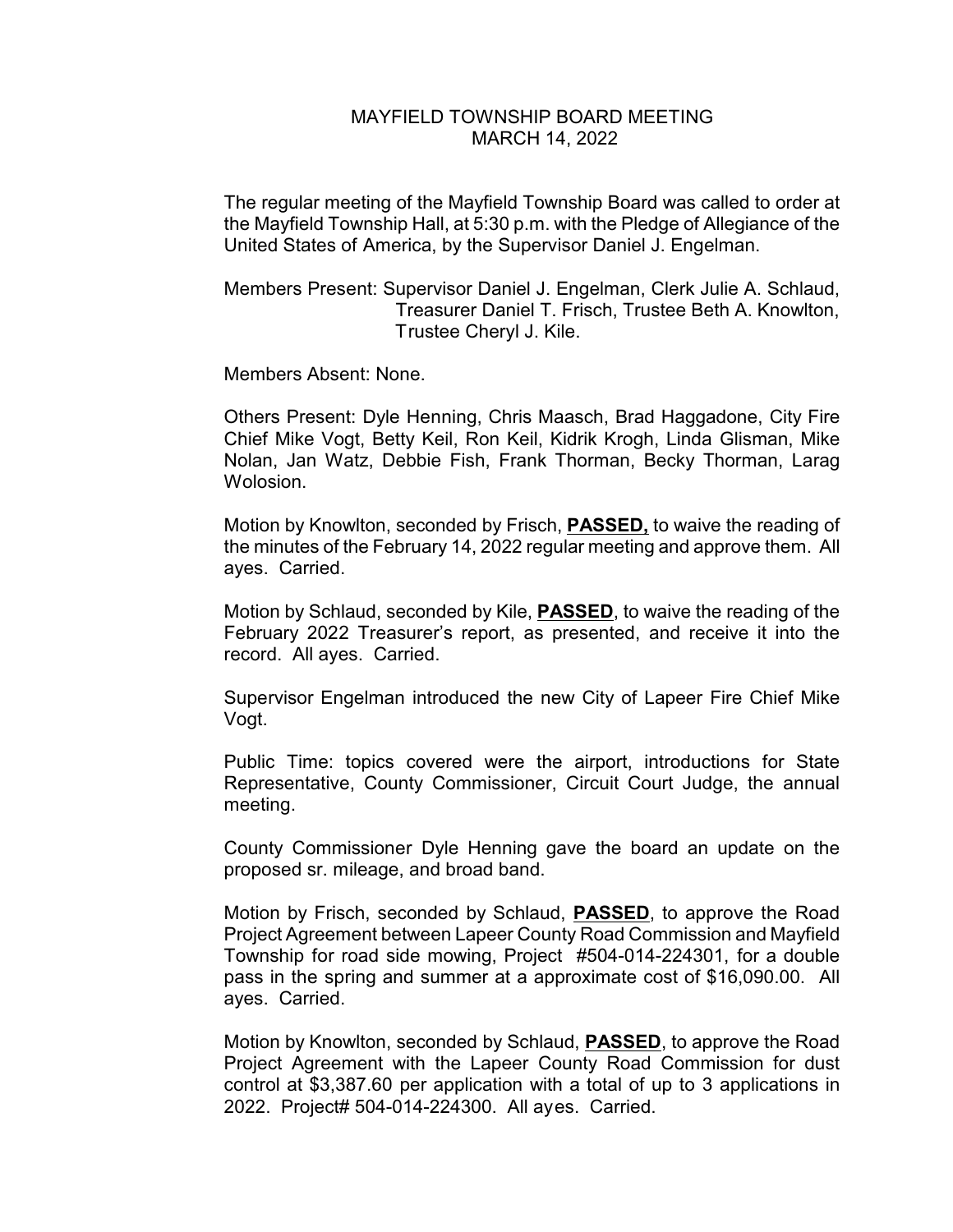# MAYFIELD TOWNSHIP BOARD MEETING
## MARCH 14, 2022

The regular meeting of the Mayfield Township Board was called to order at the Mayfield Township Hall, at 5:30 p.m. with the Pledge of Allegiance of the United States of America, by the Supervisor Daniel J. Engelman.

Members Present: Supervisor Daniel J. Engelman, Clerk Julie A. Schlaud, Treasurer Daniel T. Frisch, Trustee Beth A. Knowlton, Trustee Cheryl J. Kile.

Members Absent: None.

Others Present: Dyle Henning, Chris Maasch, Brad Haggadone, City Fire Chief Mike Vogt, Betty Keil, Ron Keil, Kidrik Krogh, Linda Glisman, Mike Nolan, Jan Watz, Debbie Fish, Frank Thorman, Becky Thorman, Larag Wolosion.

Motion by Knowlton, seconded by Frisch, **PASSED,** to waive the reading of the minutes of the February 14, 2022 regular meeting and approve them. All ayes. Carried.

Motion by Schlaud, seconded by Kile, **PASSED**, to waive the reading of the February 2022 Treasurer's report, as presented, and receive it into the record. All ayes. Carried.

Supervisor Engelman introduced the new City of Lapeer Fire Chief Mike Vogt.

Public Time: topics covered were the airport, introductions for State Representative, County Commissioner, Circuit Court Judge, the annual meeting.

County Commissioner Dyle Henning gave the board an update on the proposed sr. mileage, and broad band.

Motion by Frisch, seconded by Schlaud, **PASSED**, to approve the Road Project Agreement between Lapeer County Road Commission and Mayfield Township for road side mowing, Project #504-014-224301, for a double pass in the spring and summer at a approximate cost of $16,090.00. All ayes. Carried.

Motion by Knowlton, seconded by Schlaud, **PASSED**, to approve the Road Project Agreement with the Lapeer County Road Commission for dust control at $3,387.60 per application with a total of up to 3 applications in 2022. Project# 504-014-224300. All ayes. Carried.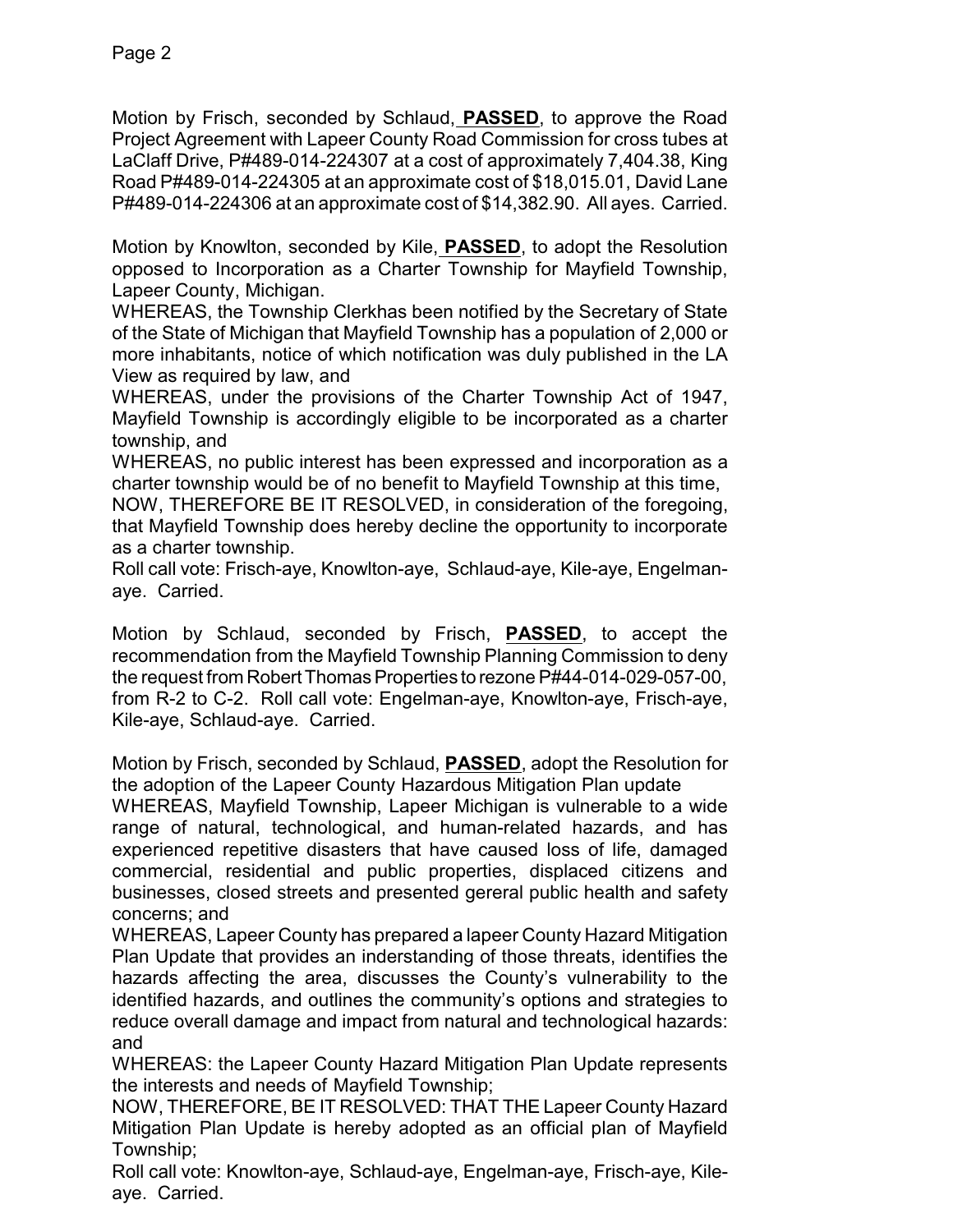Motion by Frisch, seconded by Schlaud, **PASSED**, to approve the Road Project Agreement with Lapeer County Road Commission for cross tubes at LaClaff Drive, P#489-014-224307 at a cost of approximately 7,404.38, King Road P#489-014-224305 at an approximate cost of $18,015.01, David Lane P#489-014-224306 at an approximate cost of $14,382.90. All ayes. Carried.

Motion by Knowlton, seconded by Kile, **PASSED**, to adopt the Resolution opposed to Incorporation as a Charter Township for Mayfield Township, Lapeer County, Michigan.
WHEREAS, the Township Clerkhas been notified by the Secretary of State of the State of Michigan that Mayfield Township has a population of 2,000 or more inhabitants, notice of which notification was duly published in the LA View as required by law, and
WHEREAS, under the provisions of the Charter Township Act of 1947, Mayfield Township is accordingly eligible to be incorporated as a charter township, and
WHEREAS, no public interest has been expressed and incorporation as a charter township would be of no benefit to Mayfield Township at this time,
NOW, THEREFORE BE IT RESOLVED, in consideration of the foregoing, that Mayfield Township does hereby decline the opportunity to incorporate as a charter township.
Roll call vote: Frisch-aye, Knowlton-aye, Schlaud-aye, Kile-aye, Engelman-aye. Carried.

Motion by Schlaud, seconded by Frisch, **PASSED**, to accept the recommendation from the Mayfield Township Planning Commission to deny the request from Robert Thomas Properties to rezone P#44-014-029-057-00, from R-2 to C-2. Roll call vote: Engelman-aye, Knowlton-aye, Frisch-aye, Kile-aye, Schlaud-aye. Carried.

Motion by Frisch, seconded by Schlaud, **PASSED**, adopt the Resolution for the adoption of the Lapeer County Hazardous Mitigation Plan update
WHEREAS, Mayfield Township, Lapeer Michigan is vulnerable to a wide range of natural, technological, and human-related hazards, and has experienced repetitive disasters that have caused loss of life, damaged commercial, residential and public properties, displaced citizens and businesses, closed streets and presented gereral public health and safety concerns; and
WHEREAS, Lapeer County has prepared a lapeer County Hazard Mitigation Plan Update that provides an inderstanding of those threats, identifies the hazards affecting the area, discusses the County's vulnerability to the identified hazards, and outlines the community's options and strategies to reduce overall damage and impact from natural and technological hazards: and
WHEREAS: the Lapeer County Hazard Mitigation Plan Update represents the interests and needs of Mayfield Township;
NOW, THEREFORE, BE IT RESOLVED: THAT THE Lapeer County Hazard Mitigation Plan Update is hereby adopted as an official plan of Mayfield Township;
Roll call vote: Knowlton-aye, Schlaud-aye, Engelman-aye, Frisch-aye, Kile-aye. Carried.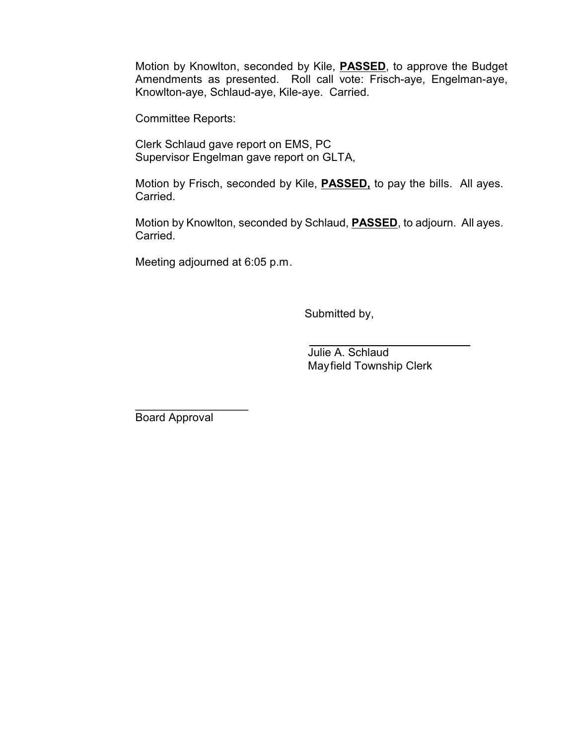Motion by Knowlton, seconded by Kile, **PASSED**, to approve the Budget Amendments as presented. Roll call vote: Frisch-aye, Engelman-aye, Knowlton-aye, Schlaud-aye, Kile-aye. Carried.

Committee Reports:

Clerk Schlaud gave report on EMS, PC
Supervisor Engelman gave report on GLTA,

Motion by Frisch, seconded by Kile, **PASSED,** to pay the bills. All ayes. Carried.

Motion by Knowlton, seconded by Schlaud, **PASSED**, to adjourn. All ayes. Carried.

Meeting adjourned at 6:05 p.m.

Submitted by,

\_\_\_\_\_\_\_\_\_\_\_\_\_\_\_\_\_\_\_\_\_\_\_\_\_\_
Julie A. Schlaud
Mayfield Township Clerk

\_\_\_\_\_\_\_\_\_\_\_\_\_\_\_\_\_\_\_
Board Approval